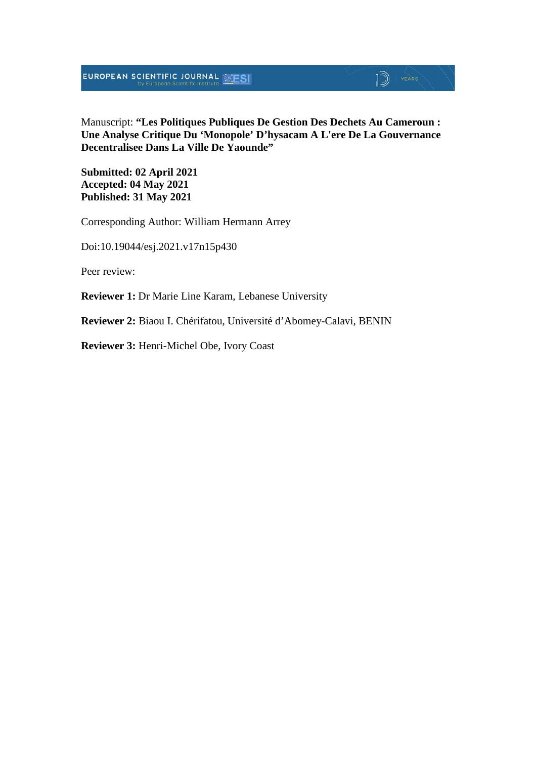Manuscript: **"Les Politiques Publiques De Gestion Des Dechets Au Cameroun : Une Analyse Critique Du 'Monopole' D'hysacam A L'ere De La Gouvernance Decentralisee Dans La Ville De Yaounde"**

**Submitted: 02 April 2021**
**Accepted: 04 May 2021**
**Published: 31 May 2021**

Corresponding Author: William Hermann Arrey

Doi:10.19044/esj.2021.v17n15p430

Peer review:

**Reviewer 1:** Dr Marie Line Karam, Lebanese University

**Reviewer 2:** Biaou I. Chérifatou, Université d'Abomey-Calavi, BENIN

**Reviewer 3:** Henri-Michel Obe, Ivory Coast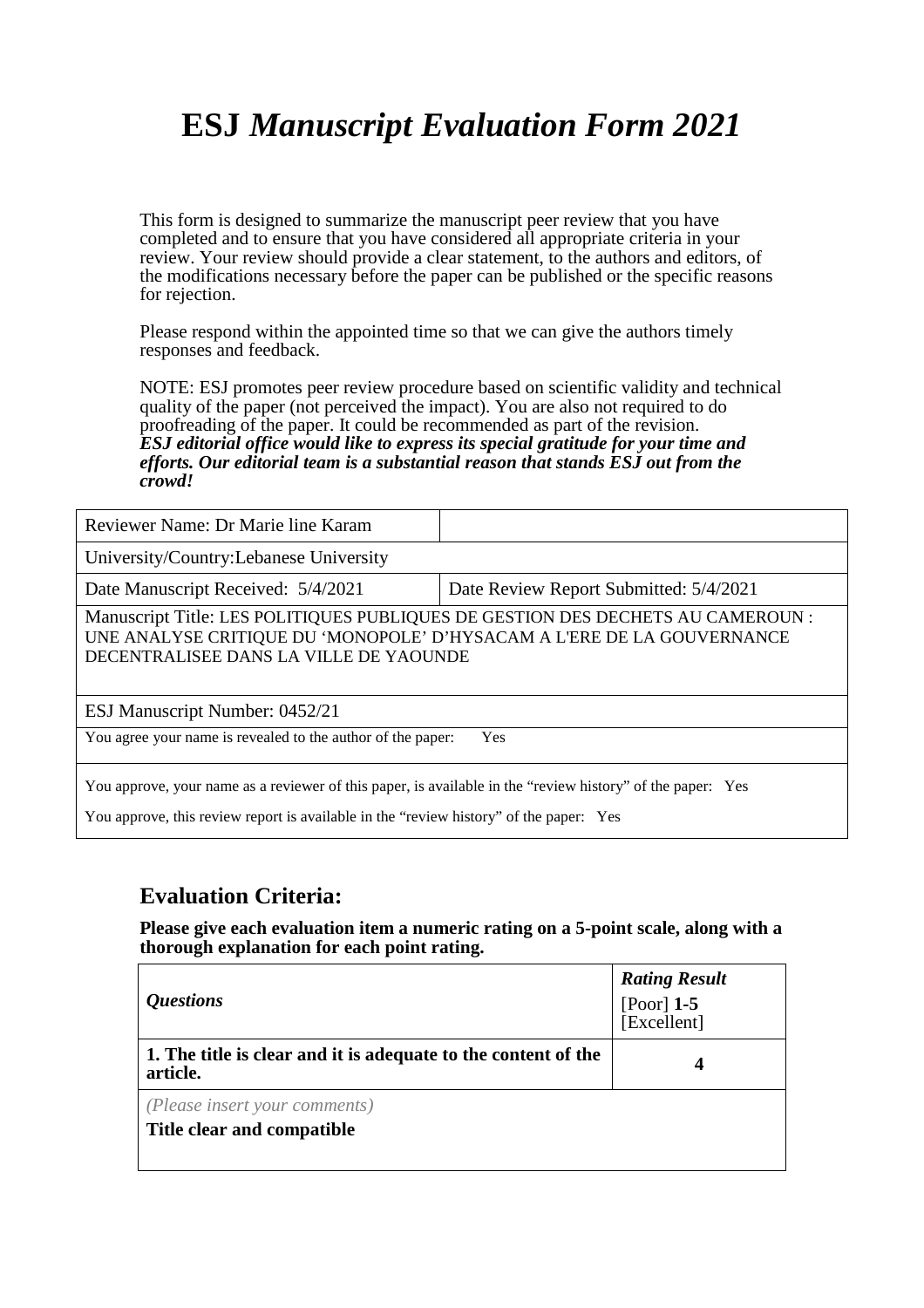# ESJ *Manuscript Evaluation Form 2021*

This form is designed to summarize the manuscript peer review that you have completed and to ensure that you have considered all appropriate criteria in your review. Your review should provide a clear statement, to the authors and editors, of the modifications necessary before the paper can be published or the specific reasons for rejection.

Please respond within the appointed time so that we can give the authors timely responses and feedback.

NOTE: ESJ promotes peer review procedure based on scientific validity and technical quality of the paper (not perceived the impact). You are also not required to do proofreading of the paper. It could be recommended as part of the revision.
***ESJ editorial office would like to express its special gratitude for your time and efforts. Our editorial team is a substantial reason that stands ESJ out from the crowd!***

| Reviewer Name: Dr Marie line Karam | |
|---|---|
| University/Country:Lebanese University | |
| Date Manuscript Received: 5/4/2021 | Date Review Report Submitted: 5/4/2021 |
| Manuscript Title: LES POLITIQUES PUBLIQUES DE GESTION DES DECHETS AU CAMEROUN : UNE ANALYSE CRITIQUE DU 'MONOPOLE' D'HYSACAM A L'ERE DE LA GOUVERNANCE DECENTRALISEE DANS LA VILLE DE YAOUNDE | |
| ESJ Manuscript Number: 0452/21 | |
| You agree your name is revealed to the author of the paper: Yes | |
| You approve, your name as a reviewer of this paper, is available in the "review history" of the paper: Yes<br>You approve, this review report is available in the "review history" of the paper: Yes | |

## Evaluation Criteria:

**Please give each evaluation item a numeric rating on a 5-point scale, along with a thorough explanation for each point rating.**

| *Questions* | ***Rating Result*** [Poor] **1-5** [Excellent] |
|---|---|
| **1. The title is clear and it is adequate to the content of the article.** | **4** |
| *(Please insert your comments)*<br>**Title clear and compatible** | |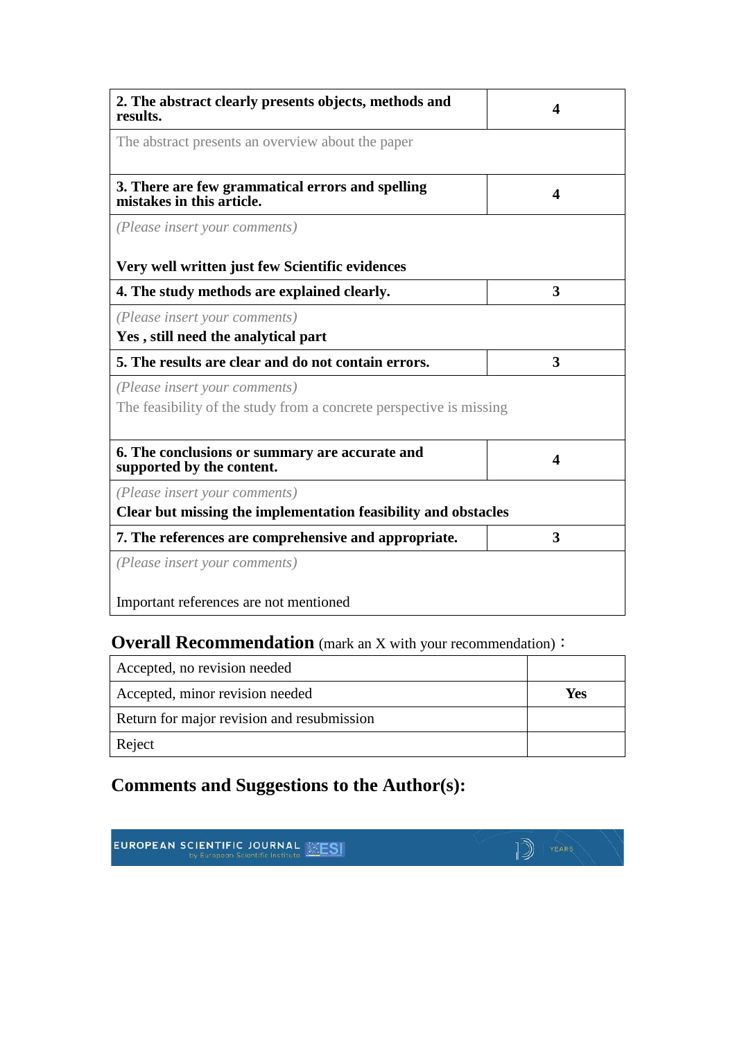| **2. The abstract clearly presents objects, methods and results.** | **4** |
|---|---|
| The abstract presents an overview about the paper | |
| **3. There are few grammatical errors and spelling mistakes in this article.** | **4** |
| *(Please insert your comments)* **Very well written just few Scientific evidences** | |
| **4. The study methods are explained clearly.** | **3** |
| *(Please insert your comments)* **Yes , still need the analytical part** | |
| **5. The results are clear and do not contain errors.** | **3** |
| *(Please insert your comments)* The feasibility of the study from a concrete perspective is missing | |
| **6. The conclusions or summary are accurate and supported by the content.** | **4** |
| *(Please insert your comments)* **Clear but missing the implementation feasibility and obstacles** | |
| **7. The references are comprehensive and appropriate.** | **3** |
| *(Please insert your comments)* Important references are not mentioned | |

## Overall Recommendation (mark an X with your recommendation)：

| Accepted, no revision needed | |
|---|---|
| Accepted, minor revision needed | **Yes** |
| Return for major revision and resubmission | |
| Reject | |

## Comments and Suggestions to the Author(s):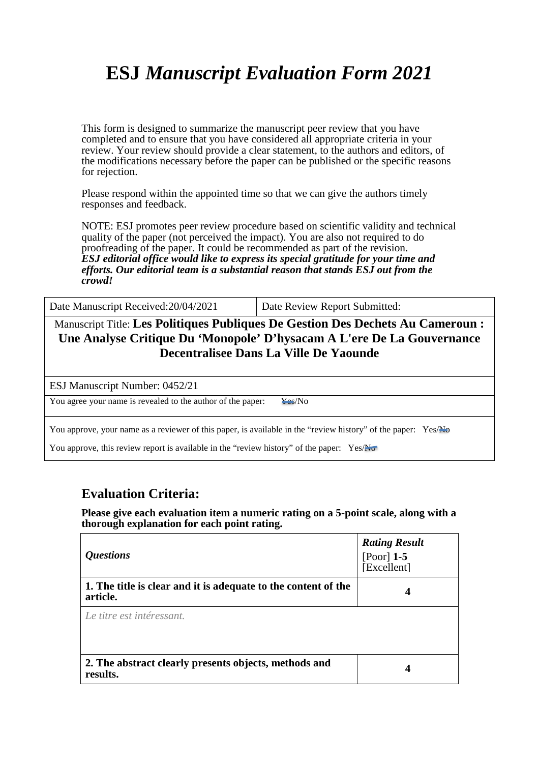# ESJ *Manuscript Evaluation Form 2021*

This form is designed to summarize the manuscript peer review that you have completed and to ensure that you have considered all appropriate criteria in your review. Your review should provide a clear statement, to the authors and editors, of the modifications necessary before the paper can be published or the specific reasons for rejection.

Please respond within the appointed time so that we can give the authors timely responses and feedback.

NOTE: ESJ promotes peer review procedure based on scientific validity and technical quality of the paper (not perceived the impact). You are also not required to do proofreading of the paper. It could be recommended as part of the revision.
***ESJ editorial office would like to express its special gratitude for your time and efforts. Our editorial team is a substantial reason that stands ESJ out from the crowd!***

| Date Manuscript Received:20/04/2021 | Date Review Report Submitted: |
|---|---|
| Manuscript Title: **Les Politiques Publiques De Gestion Des Dechets Au Cameroun : Une Analyse Critique Du 'Monopole' D'hysacam A L'ere De La Gouvernance Decentralisee Dans La Ville De Yaounde** | |
| ESJ Manuscript Number: 0452/21 | |
| You agree your name is revealed to the author of the paper: Yes/No | |
| You approve, your name as a reviewer of this paper, is available in the "review history" of the paper: Yes/No<br>You approve, this review report is available in the "review history" of the paper: Yes/No | |

## Evaluation Criteria:

**Please give each evaluation item a numeric rating on a 5-point scale, along with a thorough explanation for each point rating.**

| *Questions* | ***Rating Result*** [Poor] **1-5** [Excellent] |
|---|---|
| **1. The title is clear and it is adequate to the content of the article.** | **4** |
| *Le titre est intéressant.* | |
| **2. The abstract clearly presents objects, methods and results.** | **4** |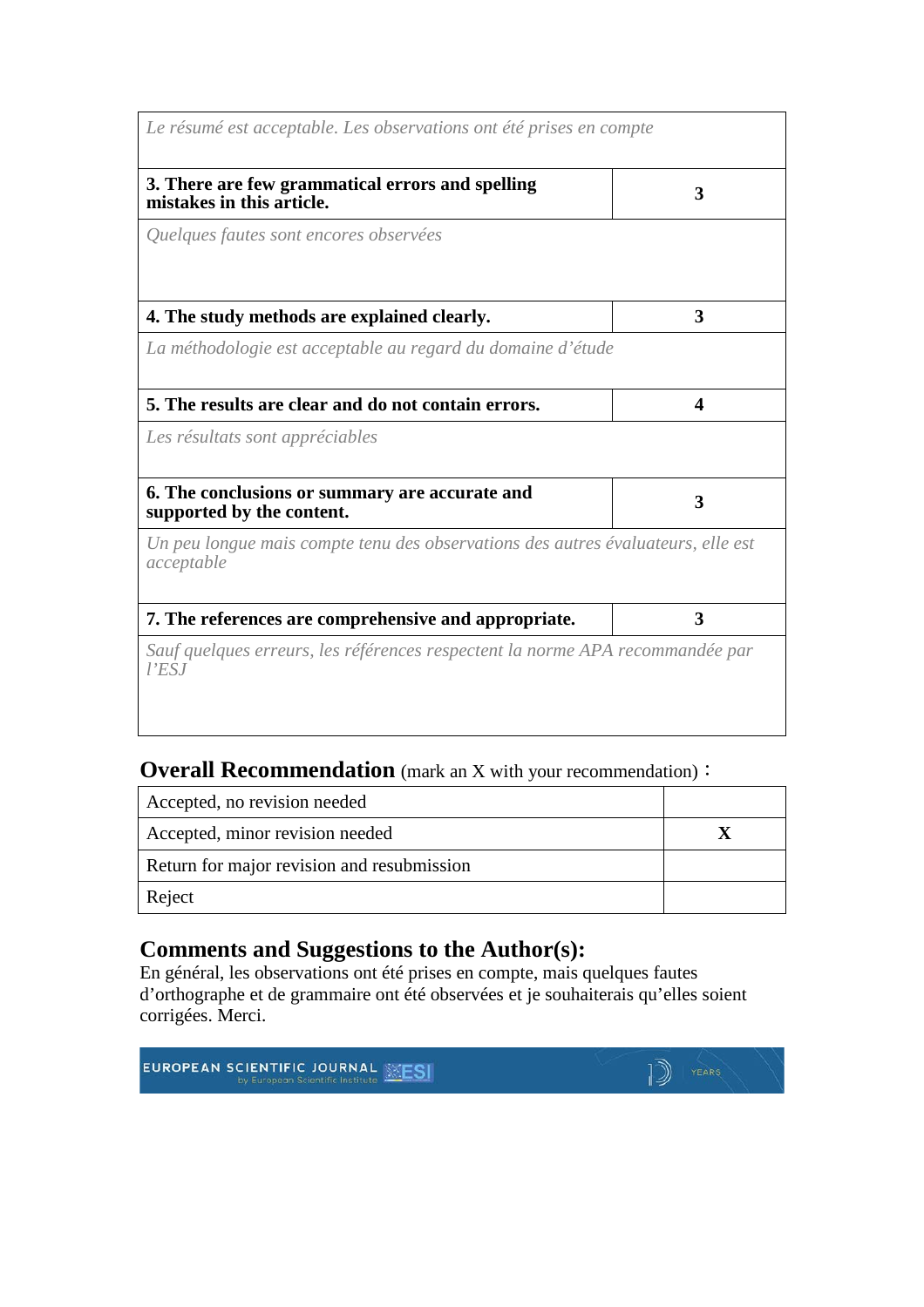| | |
|---|---|
| *Le résumé est acceptable. Les observations ont été prises en compte* | |
| **3. There are few grammatical errors and spelling mistakes in this article.** | **3** |
| *Quelques fautes sont encores observées* | |
| **4. The study methods are explained clearly.** | **3** |
| *La méthodologie est acceptable au regard du domaine d'étude* | |
| **5. The results are clear and do not contain errors.** | **4** |
| *Les résultats sont appréciables* | |
| **6. The conclusions or summary are accurate and supported by the content.** | **3** |
| *Un peu longue mais compte tenu des observations des autres évaluateurs, elle est acceptable* | |
| **7. The references are comprehensive and appropriate.** | **3** |
| *Sauf quelques erreurs, les références respectent la norme APA recommandée par l'ESJ* | |

## Overall Recommendation (mark an X with your recommendation)：

| | |
|---|---|
| Accepted, no revision needed | |
| Accepted, minor revision needed | **X** |
| Return for major revision and resubmission | |
| Reject | |

## Comments and Suggestions to the Author(s):

En général, les observations ont été prises en compte, mais quelques fautes d'orthographe et de grammaire ont été observées et je souhaiterais qu'elles soient corrigées. Merci.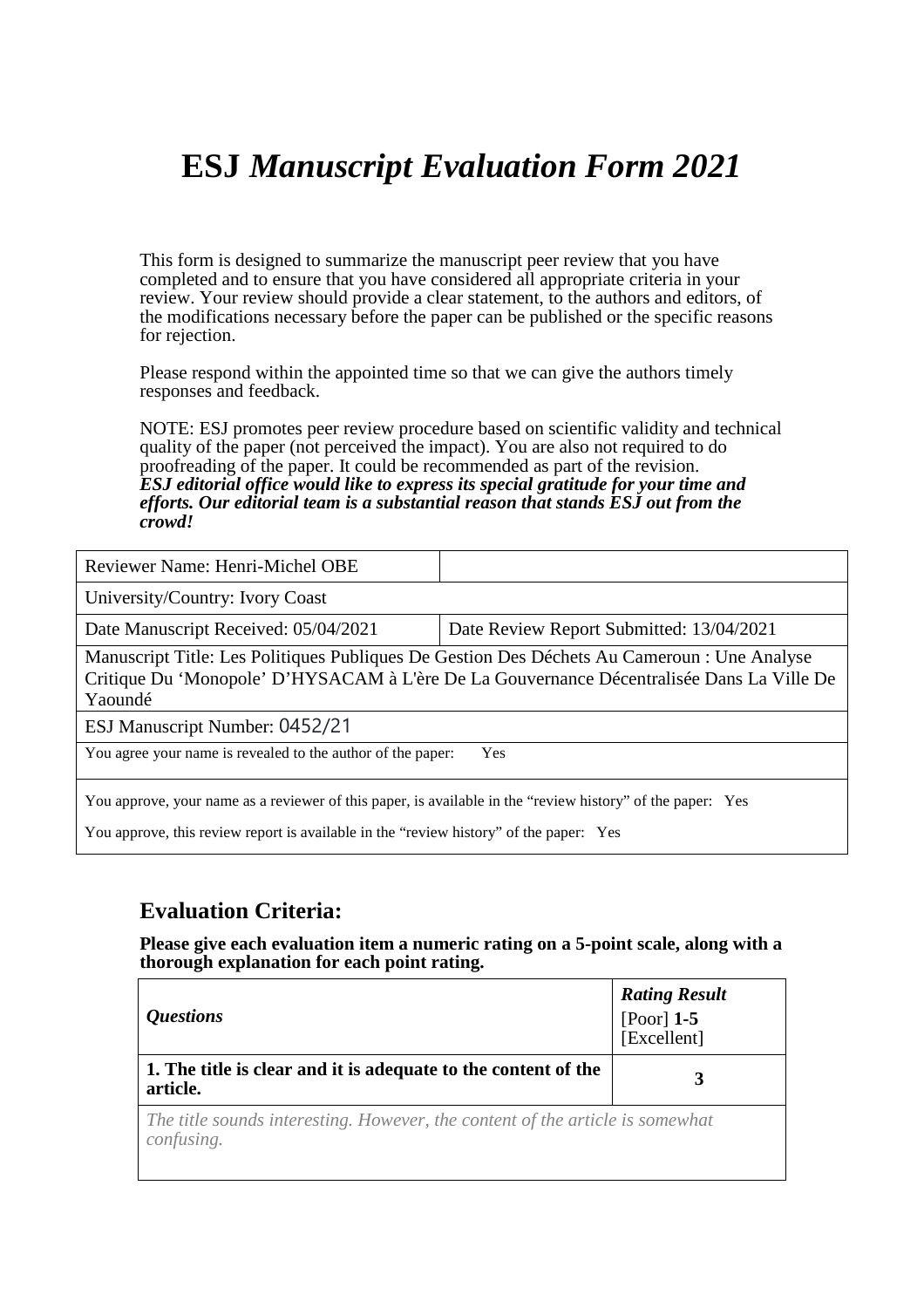# ESJ *Manuscript Evaluation Form 2021*

This form is designed to summarize the manuscript peer review that you have completed and to ensure that you have considered all appropriate criteria in your review. Your review should provide a clear statement, to the authors and editors, of the modifications necessary before the paper can be published or the specific reasons for rejection.

Please respond within the appointed time so that we can give the authors timely responses and feedback.

NOTE: ESJ promotes peer review procedure based on scientific validity and technical quality of the paper (not perceived the impact). You are also not required to do proofreading of the paper. It could be recommended as part of the revision.
***ESJ editorial office would like to express its special gratitude for your time and efforts. Our editorial team is a substantial reason that stands ESJ out from the crowd!***

| Reviewer Name: Henri-Michel OBE | |
|---|---|
| University/Country: Ivory Coast | |
| Date Manuscript Received: 05/04/2021 | Date Review Report Submitted: 13/04/2021 |
| Manuscript Title: Les Politiques Publiques De Gestion Des Déchets Au Cameroun : Une Analyse Critique Du 'Monopole' D'HYSACAM à L'ère De La Gouvernance Décentralisée Dans La Ville De Yaoundé | |
| ESJ Manuscript Number: 0452/21 | |
| You agree your name is revealed to the author of the paper: Yes | |
| You approve, your name as a reviewer of this paper, is available in the "review history" of the paper: Yes<br>You approve, this review report is available in the "review history" of the paper: Yes | |

## Evaluation Criteria:

**Please give each evaluation item a numeric rating on a 5-point scale, along with a thorough explanation for each point rating.**

| *Questions* | ***Rating Result*** [Poor] **1-5** [Excellent] |
|---|---|
| **1. The title is clear and it is adequate to the content of the article.** | **3** |
| *The title sounds interesting. However, the content of the article is somewhat confusing.* | |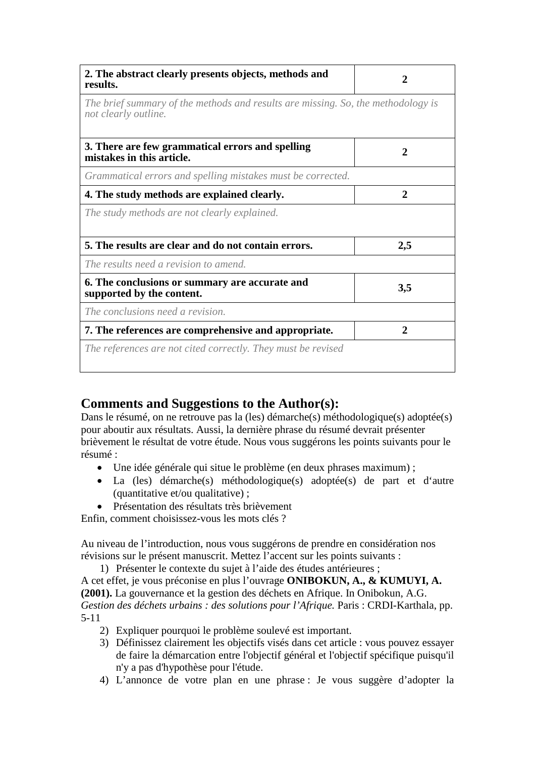| 2. The abstract clearly presents objects, methods and results. | 2 |
|---|---|
| *The brief summary of the methods and results are missing. So, the methodology is not clearly outline.* | |
| **3. There are few grammatical errors and spelling mistakes in this article.** | **2** |
| *Grammatical errors and spelling mistakes must be corrected.* | |
| **4. The study methods are explained clearly.** | **2** |
| *The study methods are not clearly explained.* | |
| **5. The results are clear and do not contain errors.** | **2,5** |
| *The results need a revision to amend.* | |
| **6. The conclusions or summary are accurate and supported by the content.** | **3,5** |
| *The conclusions need a revision.* | |
| **7. The references are comprehensive and appropriate.** | **2** |
| *The references are not cited correctly. They must be revised* | |

## Comments and Suggestions to the Author(s):

Dans le résumé, on ne retrouve pas la (les) démarche(s) méthodologique(s) adoptée(s) pour aboutir aux résultats. Aussi, la dernière phrase du résumé devrait présenter brièvement le résultat de votre étude. Nous vous suggérons les points suivants pour le résumé :

- Une idée générale qui situe le problème (en deux phrases maximum) ;
- La (les) démarche(s) méthodologique(s) adoptée(s) de part et d'autre (quantitative et/ou qualitative) ;
- Présentation des résultats très brièvement

Enfin, comment choisissez-vous les mots clés ?

Au niveau de l'introduction, nous vous suggérons de prendre en considération nos révisions sur le présent manuscrit. Mettez l'accent sur les points suivants :

1) Présenter le contexte du sujet à l'aide des études antérieures ;

A cet effet, je vous préconise en plus l'ouvrage **ONIBOKUN, A., & KUMUYI, A. (2001).** La gouvernance et la gestion des déchets en Afrique. In Onibokun, A.G. *Gestion des déchets urbains : des solutions pour l'Afrique.* Paris : CRDI-Karthala, pp. 5-11

2) Expliquer pourquoi le problème soulevé est important.
3) Définissez clairement les objectifs visés dans cet article : vous pouvez essayer de faire la démarcation entre l'objectif général et l'objectif spécifique puisqu'il n'y a pas d'hypothèse pour l'étude.
4) L'annonce de votre plan en une phrase : Je vous suggère d'adopter la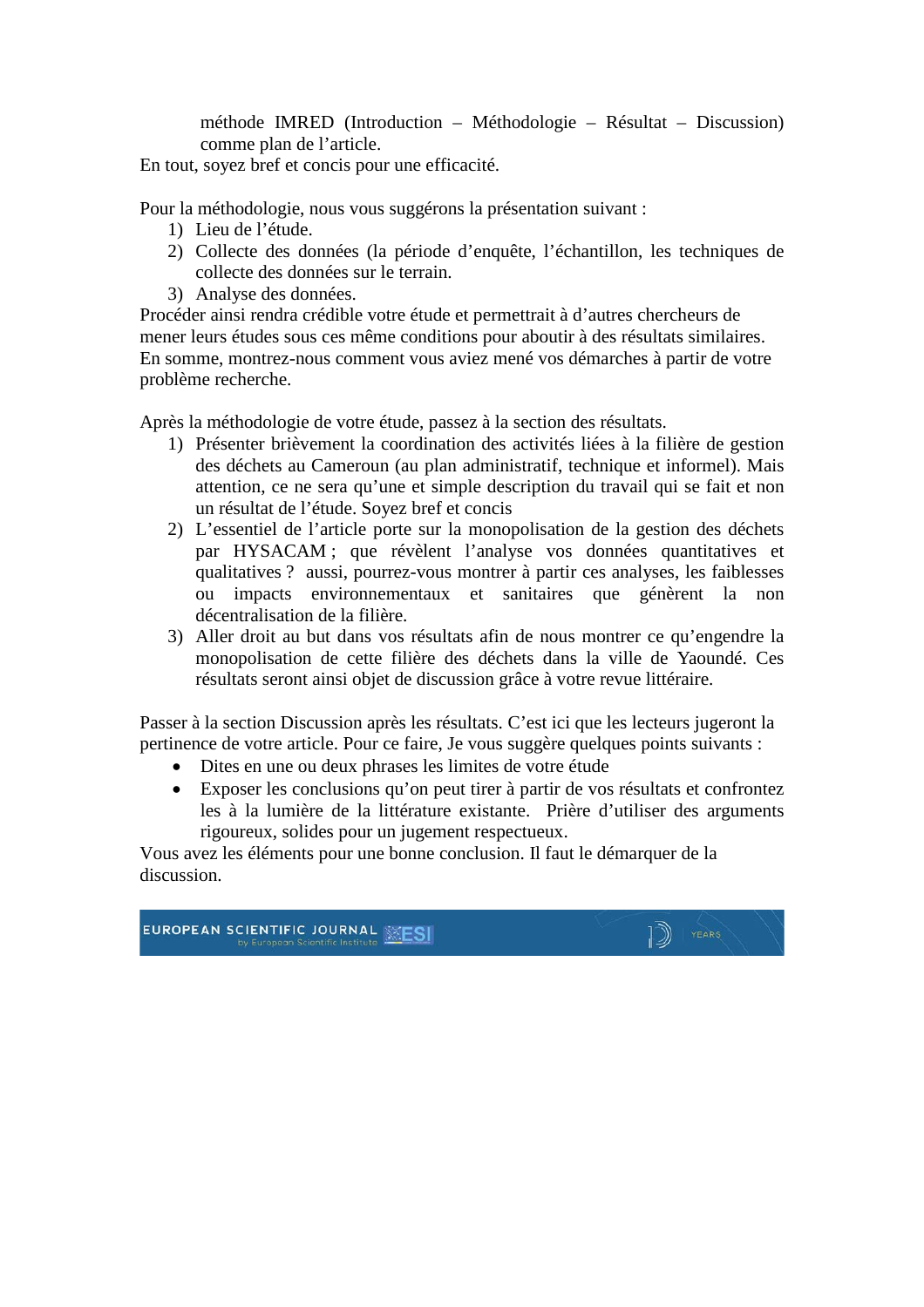méthode IMRED (Introduction – Méthodologie – Résultat – Discussion) comme plan de l'article.

En tout, soyez bref et concis pour une efficacité.

Pour la méthodologie, nous vous suggérons la présentation suivant :

1) Lieu de l'étude.
2) Collecte des données (la période d'enquête, l'échantillon, les techniques de collecte des données sur le terrain.
3) Analyse des données.

Procéder ainsi rendra crédible votre étude et permettrait à d'autres chercheurs de mener leurs études sous ces même conditions pour aboutir à des résultats similaires. En somme, montrez-nous comment vous aviez mené vos démarches à partir de votre problème recherche.

Après la méthodologie de votre étude, passez à la section des résultats.

1) Présenter brièvement la coordination des activités liées à la filière de gestion des déchets au Cameroun (au plan administratif, technique et informel). Mais attention, ce ne sera qu'une et simple description du travail qui se fait et non un résultat de l'étude. Soyez bref et concis
2) L'essentiel de l'article porte sur la monopolisation de la gestion des déchets par HYSACAM ; que révèlent l'analyse vos données quantitatives et qualitatives ? aussi, pourrez-vous montrer à partir ces analyses, les faiblesses ou impacts environnementaux et sanitaires que génèrent la non décentralisation de la filière.
3) Aller droit au but dans vos résultats afin de nous montrer ce qu'engendre la monopolisation de cette filière des déchets dans la ville de Yaoundé. Ces résultats seront ainsi objet de discussion grâce à votre revue littéraire.

Passer à la section Discussion après les résultats. C'est ici que les lecteurs jugeront la pertinence de votre article. Pour ce faire, Je vous suggère quelques points suivants :

- Dites en une ou deux phrases les limites de votre étude
- Exposer les conclusions qu'on peut tirer à partir de vos résultats et confrontez les à la lumière de la littérature existante. Prière d'utiliser des arguments rigoureux, solides pour un jugement respectueux.

Vous avez les éléments pour une bonne conclusion. Il faut le démarquer de la discussion.